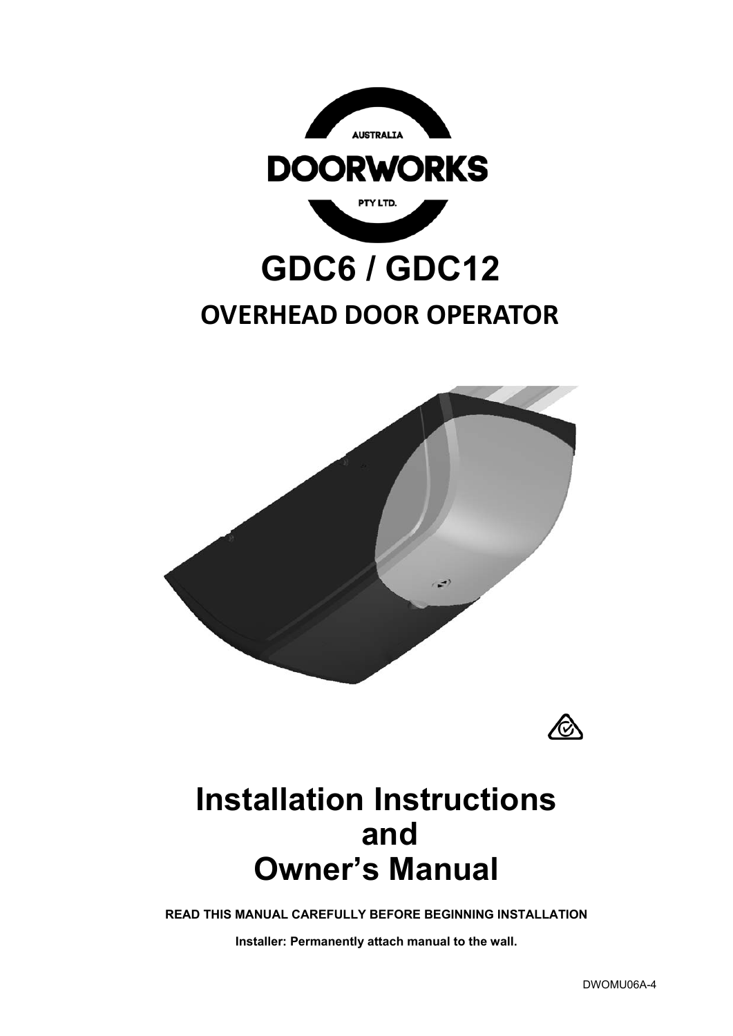AUSTRALIA

DOORWORKS

PTY LTD.

# GDC6 / GDC12

## OVERHEAD DOOR OPERATOR

# Installation Instructions and Owner's Manual

**READ THIS MANUAL CAREFULLY BEFORE BEGINNING INSTALLATION**

**Installer: Permanently attach manual to the wall.**

DWOMU06A-4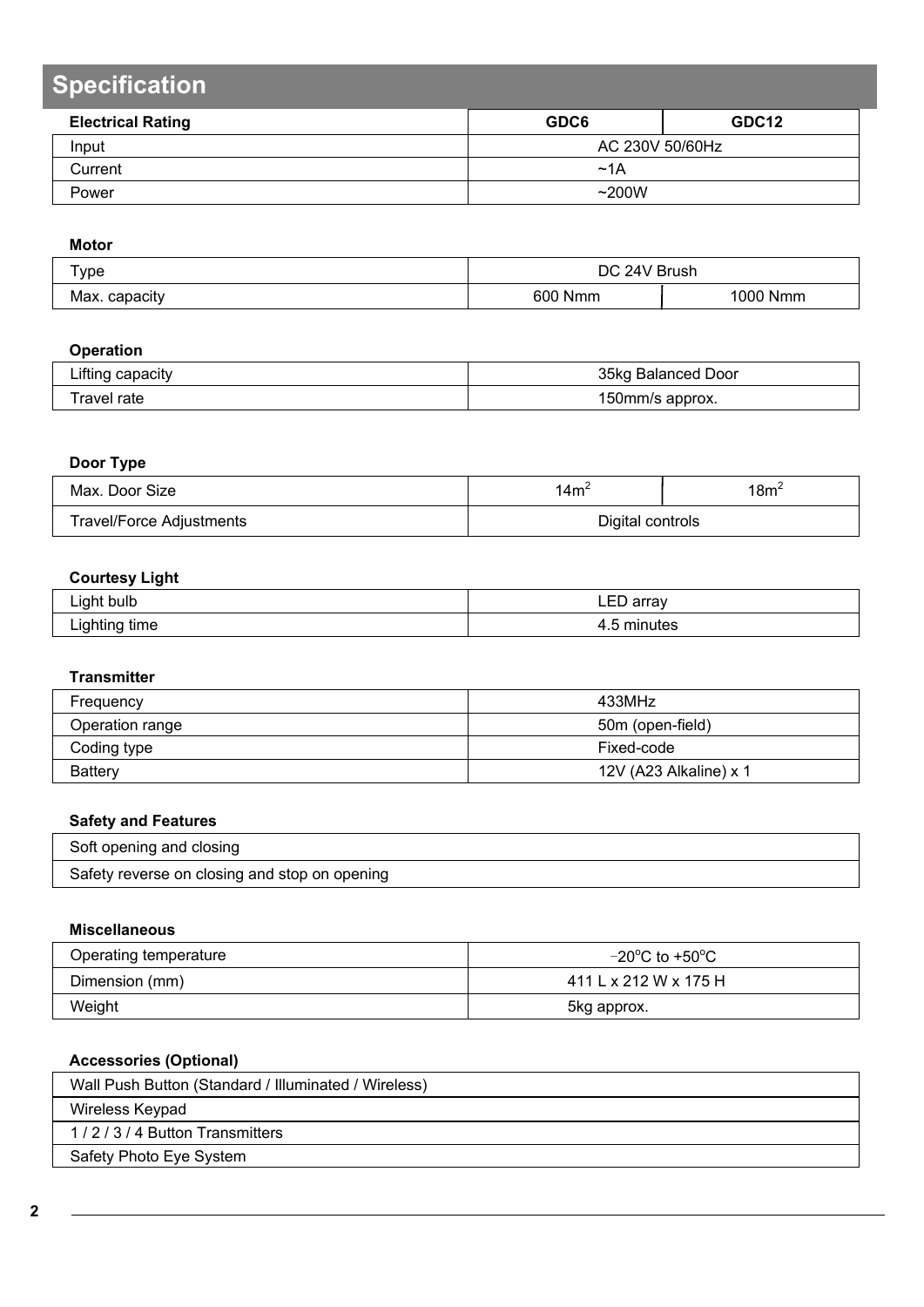# Specification

| Electrical Rating | GDC6 | GDC12 |
|---|---|---|
| Input | AC 230V 50/60Hz | |
| Current | ~1A | |
| Power | ~200W | |

**Motor**

| | | |
|---|---|---|
| Type | DC 24V Brush | |
| Max. capacity | 600 Nmm | 1000 Nmm |

**Operation**

| | |
|---|---|
| Lifting capacity | 35kg Balanced Door |
| Travel rate | 150mm/s approx. |

**Door Type**

| | | |
|---|---|---|
| Max. Door Size | $14m^2$ | $18m^2$ |
| Travel/Force Adjustments | Digital controls | |

**Courtesy Light**

| | |
|---|---|
| Light bulb | LED array |
| Lighting time | 4.5 minutes |

**Transmitter**

| | |
|---|---|
| Frequency | 433MHz |
| Operation range | 50m (open-field) |
| Coding type | Fixed-code |
| Battery | 12V (A23 Alkaline) x 1 |

**Safety and Features**

| |
|---|
| Soft opening and closing |
| Safety reverse on closing and stop on opening |

**Miscellaneous**

| | |
|---|---|
| Operating temperature | $-20^{o}C$ to $+50^{o}C$ |
| Dimension (mm) | 411 L x 212 W x 175 H |
| Weight | 5kg approx. |

**Accessories (Optional)**

| |
|---|
| Wall Push Button (Standard / Illuminated / Wireless) |
| Wireless Keypad |
| 1 / 2 / 3 / 4 Button Transmitters |
| Safety Photo Eye System |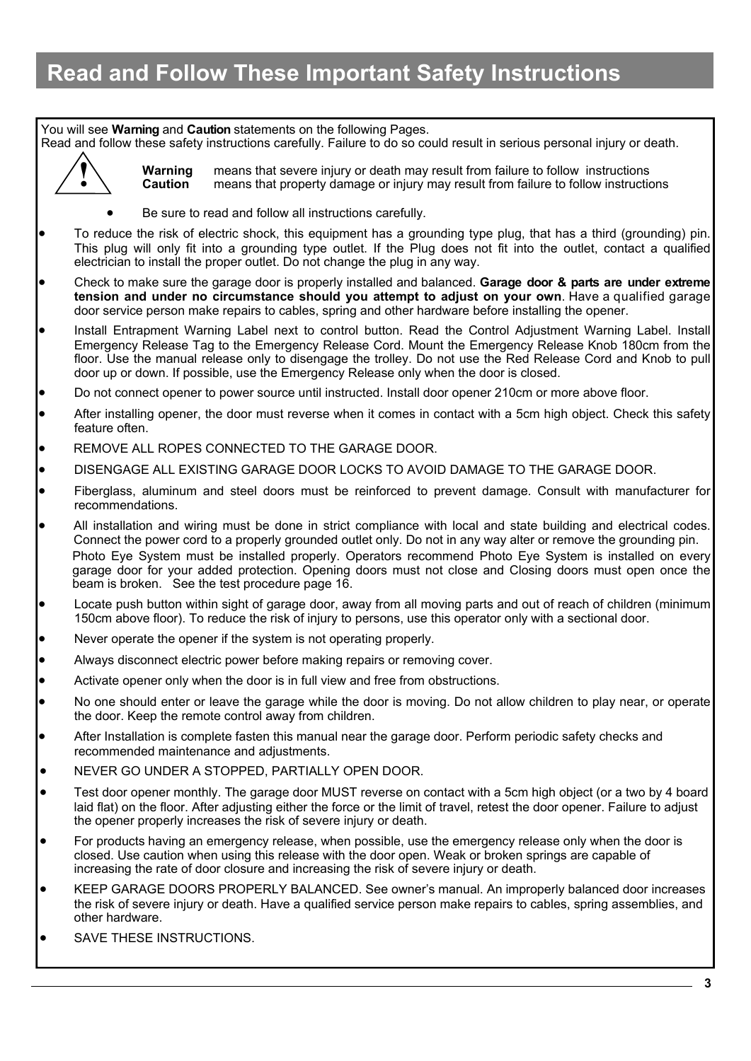# Read and Follow These Important Safety Instructions

You will see **Warning** and **Caution** statements on the following Pages.
Read and follow these safety instructions carefully. Failure to do so could result in serious personal injury or death.

**Warning** means that severe injury or death may result from failure to follow instructions
**Caution** means that property damage or injury may result from failure to follow instructions

- Be sure to read and follow all instructions carefully.

- To reduce the risk of electric shock, this equipment has a grounding type plug, that has a third (grounding) pin. This plug will only fit into a grounding type outlet. If the Plug does not fit into the outlet, contact a qualified electrician to install the proper outlet. Do not change the plug in any way.
- Check to make sure the garage door is properly installed and balanced. **Garage door & parts are under extreme tension and under no circumstance should you attempt to adjust on your own**. Have a qualified garage door service person make repairs to cables, spring and other hardware before installing the opener.
- Install Entrapment Warning Label next to control button. Read the Control Adjustment Warning Label. Install Emergency Release Tag to the Emergency Release Cord. Mount the Emergency Release Knob 180cm from the floor. Use the manual release only to disengage the trolley. Do not use the Red Release Cord and Knob to pull door up or down. If possible, use the Emergency Release only when the door is closed.
- Do not connect opener to power source until instructed. Install door opener 210cm or more above floor.
- After installing opener, the door must reverse when it comes in contact with a 5cm high object. Check this safety feature often.
- REMOVE ALL ROPES CONNECTED TO THE GARAGE DOOR.
- DISENGAGE ALL EXISTING GARAGE DOOR LOCKS TO AVOID DAMAGE TO THE GARAGE DOOR.
- Fiberglass, aluminum and steel doors must be reinforced to prevent damage. Consult with manufacturer for recommendations.
- All installation and wiring must be done in strict compliance with local and state building and electrical codes. Connect the power cord to a properly grounded outlet only. Do not in any way alter or remove the grounding pin.
  Photo Eye System must be installed properly. Operators recommend Photo Eye System is installed on every garage door for your added protection. Opening doors must not close and Closing doors must open once the beam is broken. See the test procedure page 16.
- Locate push button within sight of garage door, away from all moving parts and out of reach of children (minimum 150cm above floor). To reduce the risk of injury to persons, use this operator only with a sectional door.
- Never operate the opener if the system is not operating properly.
- Always disconnect electric power before making repairs or removing cover.
- Activate opener only when the door is in full view and free from obstructions.
- No one should enter or leave the garage while the door is moving. Do not allow children to play near, or operate the door. Keep the remote control away from children.
- After Installation is complete fasten this manual near the garage door. Perform periodic safety checks and recommended maintenance and adjustments.
- NEVER GO UNDER A STOPPED, PARTIALLY OPEN DOOR.
- Test door opener monthly. The garage door MUST reverse on contact with a 5cm high object (or a two by 4 board laid flat) on the floor. After adjusting either the force or the limit of travel, retest the door opener. Failure to adjust the opener properly increases the risk of severe injury or death.
- For products having an emergency release, when possible, use the emergency release only when the door is closed. Use caution when using this release with the door open. Weak or broken springs are capable of increasing the rate of door closure and increasing the risk of severe injury or death.
- KEEP GARAGE DOORS PROPERLY BALANCED. See owner's manual. An improperly balanced door increases the risk of severe injury or death. Have a qualified service person make repairs to cables, spring assemblies, and other hardware.
- SAVE THESE INSTRUCTIONS.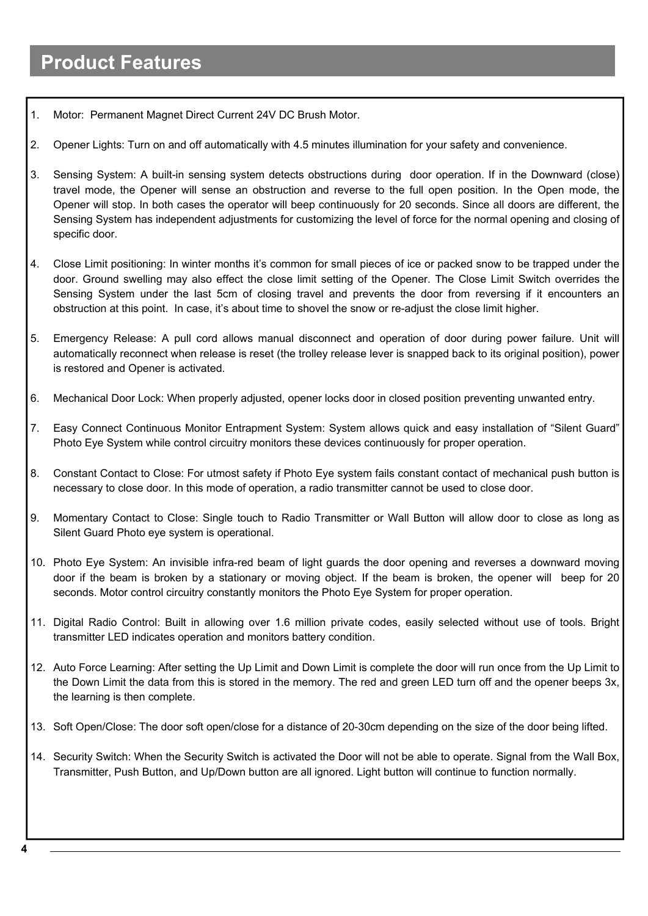# Product Features

1. Motor: Permanent Magnet Direct Current 24V DC Brush Motor.

2. Opener Lights: Turn on and off automatically with 4.5 minutes illumination for your safety and convenience.

3. Sensing System: A built-in sensing system detects obstructions during door operation. If in the Downward (close) travel mode, the Opener will sense an obstruction and reverse to the full open position. In the Open mode, the Opener will stop. In both cases the operator will beep continuously for 20 seconds. Since all doors are different, the Sensing System has independent adjustments for customizing the level of force for the normal opening and closing of specific door.

4. Close Limit positioning: In winter months it's common for small pieces of ice or packed snow to be trapped under the door. Ground swelling may also effect the close limit setting of the Opener. The Close Limit Switch overrides the Sensing System under the last 5cm of closing travel and prevents the door from reversing if it encounters an obstruction at this point. In case, it's about time to shovel the snow or re-adjust the close limit higher.

5. Emergency Release: A pull cord allows manual disconnect and operation of door during power failure. Unit will automatically reconnect when release is reset (the trolley release lever is snapped back to its original position), power is restored and Opener is activated.

6. Mechanical Door Lock: When properly adjusted, opener locks door in closed position preventing unwanted entry.

7. Easy Connect Continuous Monitor Entrapment System: System allows quick and easy installation of "Silent Guard" Photo Eye System while control circuitry monitors these devices continuously for proper operation.

8. Constant Contact to Close: For utmost safety if Photo Eye system fails constant contact of mechanical push button is necessary to close door. In this mode of operation, a radio transmitter cannot be used to close door.

9. Momentary Contact to Close: Single touch to Radio Transmitter or Wall Button will allow door to close as long as Silent Guard Photo eye system is operational.

10. Photo Eye System: An invisible infra-red beam of light guards the door opening and reverses a downward moving door if the beam is broken by a stationary or moving object. If the beam is broken, the opener will beep for 20 seconds. Motor control circuitry constantly monitors the Photo Eye System for proper operation.

11. Digital Radio Control: Built in allowing over 1.6 million private codes, easily selected without use of tools. Bright transmitter LED indicates operation and monitors battery condition.

12. Auto Force Learning: After setting the Up Limit and Down Limit is complete the door will run once from the Up Limit to the Down Limit the data from this is stored in the memory. The red and green LED turn off and the opener beeps 3x, the learning is then complete.

13. Soft Open/Close: The door soft open/close for a distance of 20-30cm depending on the size of the door being lifted.

14. Security Switch: When the Security Switch is activated the Door will not be able to operate. Signal from the Wall Box, Transmitter, Push Button, and Up/Down button are all ignored. Light button will continue to function normally.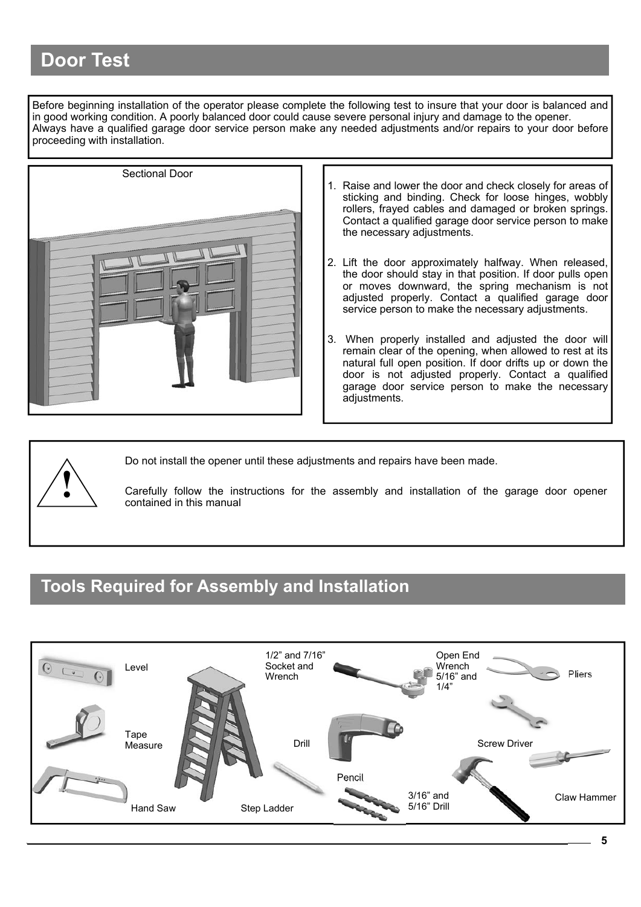## Door Test

Before beginning installation of the operator please complete the following test to insure that your door is balanced and in good working condition. A poorly balanced door could cause severe personal injury and damage to the opener. Always have a qualified garage door service person make any needed adjustments and/or repairs to your door before proceeding with installation.

Sectional Door

1. Raise and lower the door and check closely for areas of sticking and binding. Check for loose hinges, wobbly rollers, frayed cables and damaged or broken springs. Contact a qualified garage door service person to make the necessary adjustments.

2. Lift the door approximately halfway. When released, the door should stay in that position. If door pulls open or moves downward, the spring mechanism is not adjusted properly. Contact a qualified garage door service person to make the necessary adjustments.

3. When properly installed and adjusted the door will remain clear of the opening, when allowed to rest at its natural full open position. If door drifts up or down the door is not adjusted properly. Contact a qualified garage door service person to make the necessary adjustments.

**!** Do not install the opener until these adjustments and repairs have been made.

Carefully follow the instructions for the assembly and installation of the garage door opener contained in this manual

## Tools Required for Assembly and Installation

- Level
- Tape Measure
- Hand Saw
- Step Ladder
- 1/2" and 7/16" Socket and Wrench
- Drill
- Pencil
- 3/16" and 5/16" Drill
- Open End Wrench 5/16" and 1/4"
- Pliers
- Screw Driver
- Claw Hammer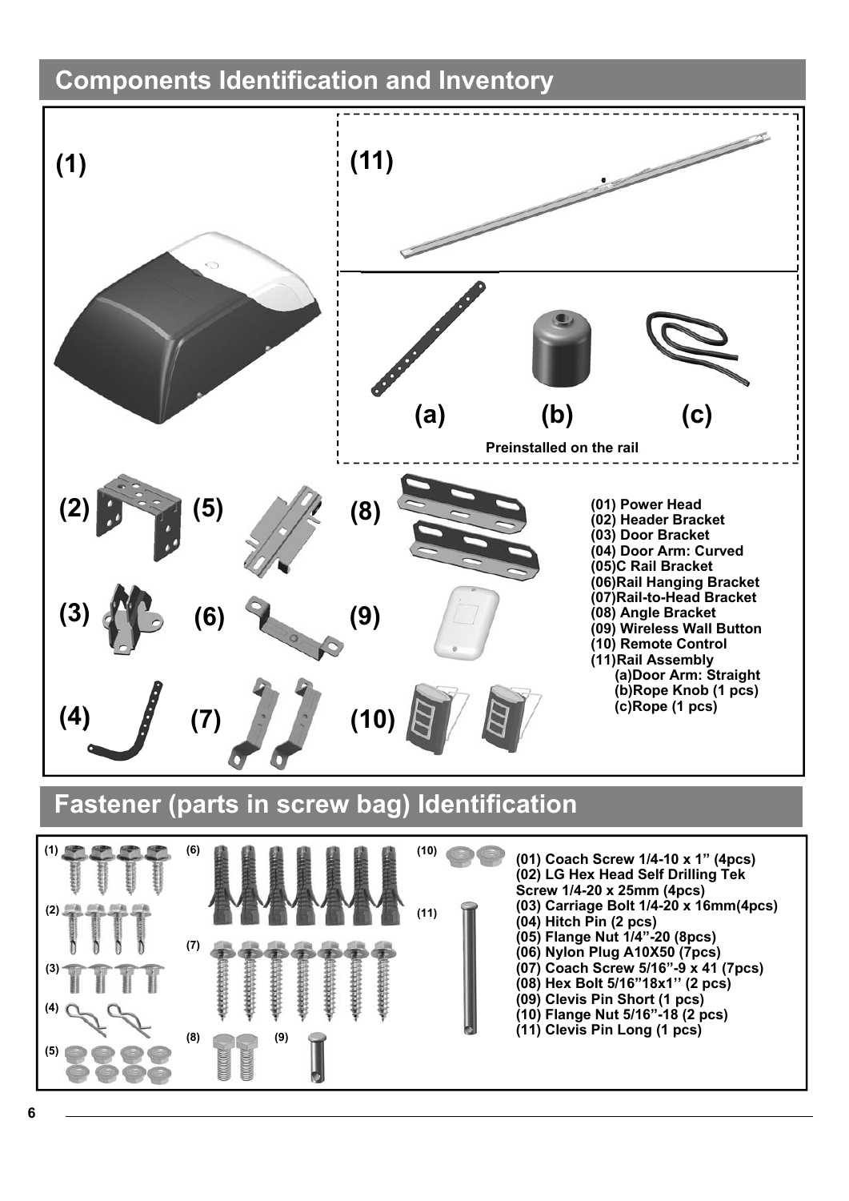## Components Identification and Inventory

(1) (11)

(a) (b) (c)

Preinstalled on the rail

(2) (5) (8)

(3) (6) (9)

(4) (7) (10)

- (01) Power Head
- (02) Header Bracket
- (03) Door Bracket
- (04) Door Arm: Curved
- (05)C Rail Bracket
- (06)Rail Hanging Bracket
- (07)Rail-to-Head Bracket
- (08) Angle Bracket
- (09) Wireless Wall Button
- (10) Remote Control
- (11)Rail Assembly
  - (a)Door Arm: Straight
  - (b)Rope Knob (1 pcs)
  - (c)Rope (1 pcs)

## Fastener (parts in screw bag) Identification

(1) (2) (3) (4) (5) (6) (7) (8) (9) (10) (11)

- (01) Coach Screw 1/4-10 x 1" (4pcs)
- (02) LG Hex Head Self Drilling Tek Screw 1/4-20 x 25mm (4pcs)
- (03) Carriage Bolt 1/4-20 x 16mm(4pcs)
- (04) Hitch Pin (2 pcs)
- (05) Flange Nut 1/4"-20 (8pcs)
- (06) Nylon Plug A10X50 (7pcs)
- (07) Coach Screw 5/16"-9 x 41 (7pcs)
- (08) Hex Bolt 5/16"18x1'' (2 pcs)
- (09) Clevis Pin Short (1 pcs)
- (10) Flange Nut 5/16"-18 (2 pcs)
- (11) Clevis Pin Long (1 pcs)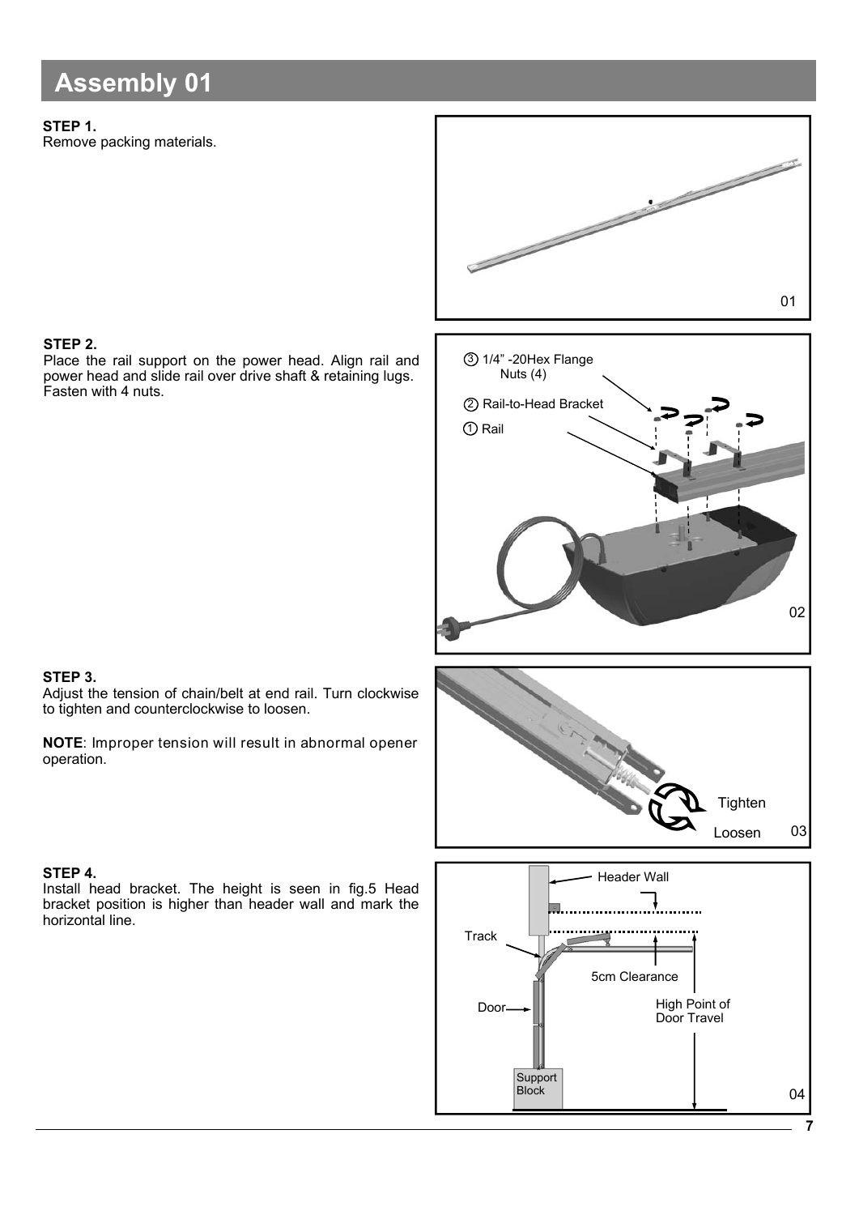# Assembly 01

**STEP 1.**
Remove packing materials.

01

**STEP 2.**
Place the rail support on the power head. Align rail and power head and slide rail over drive shaft & retaining lugs. Fasten with 4 nuts.

③ 1/4" -20Hex Flange Nuts (4)

② Rail-to-Head Bracket

① Rail

02

**STEP 3.**
Adjust the tension of chain/belt at end rail. Turn clockwise to tighten and counterclockwise to loosen.

**NOTE**: Improper tension will result in abnormal opener operation.

Tighten

Loosen

03

**STEP 4.**
Install head bracket. The height is seen in fig.5 Head bracket position is higher than header wall and mark the horizontal line.

Header Wall

Track

5cm Clearance

Door

High Point of Door Travel

Support Block

04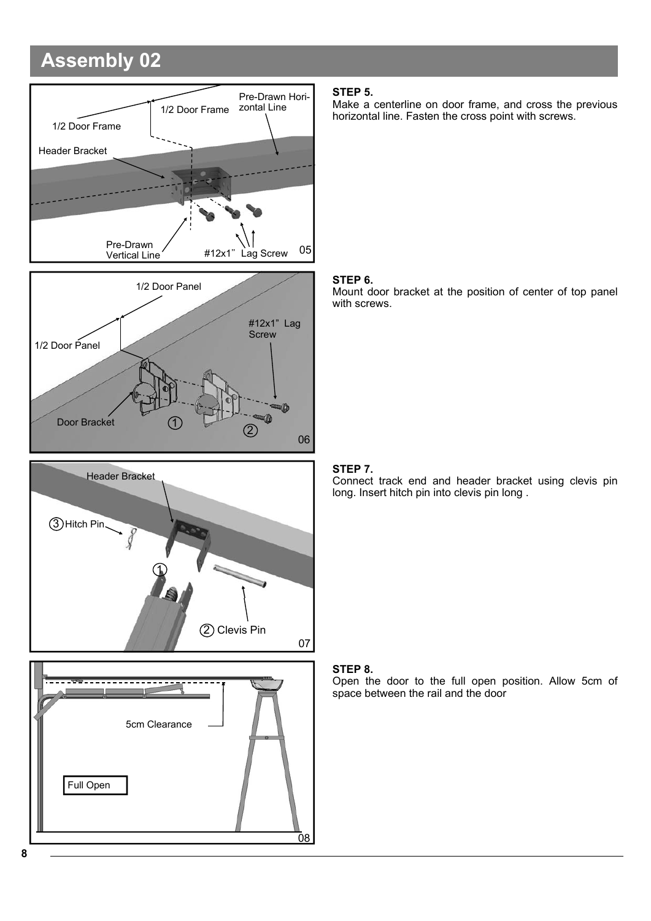# Assembly 02

1/2 Door Frame

1/2 Door Frame

Pre-Drawn Horizontal Line

Header Bracket

Pre-Drawn Vertical Line

#12x1" Lag Screw

05

**STEP 5.**
Make a centerline on door frame, and cross the previous horizontal line. Fasten the cross point with screws.

1/2 Door Panel

1/2 Door Panel

#12x1" Lag Screw

Door Bracket

① ②

06

**STEP 6.**
Mount door bracket at the position of center of top panel with screws.

Header Bracket

③ Hitch Pin

①

② Clevis Pin

07

**STEP 7.**
Connect track end and header bracket using clevis pin long. Insert hitch pin into clevis pin long .

5cm Clearance

Full Open

08

**STEP 8.**
Open the door to the full open position. Allow 5cm of space between the rail and the door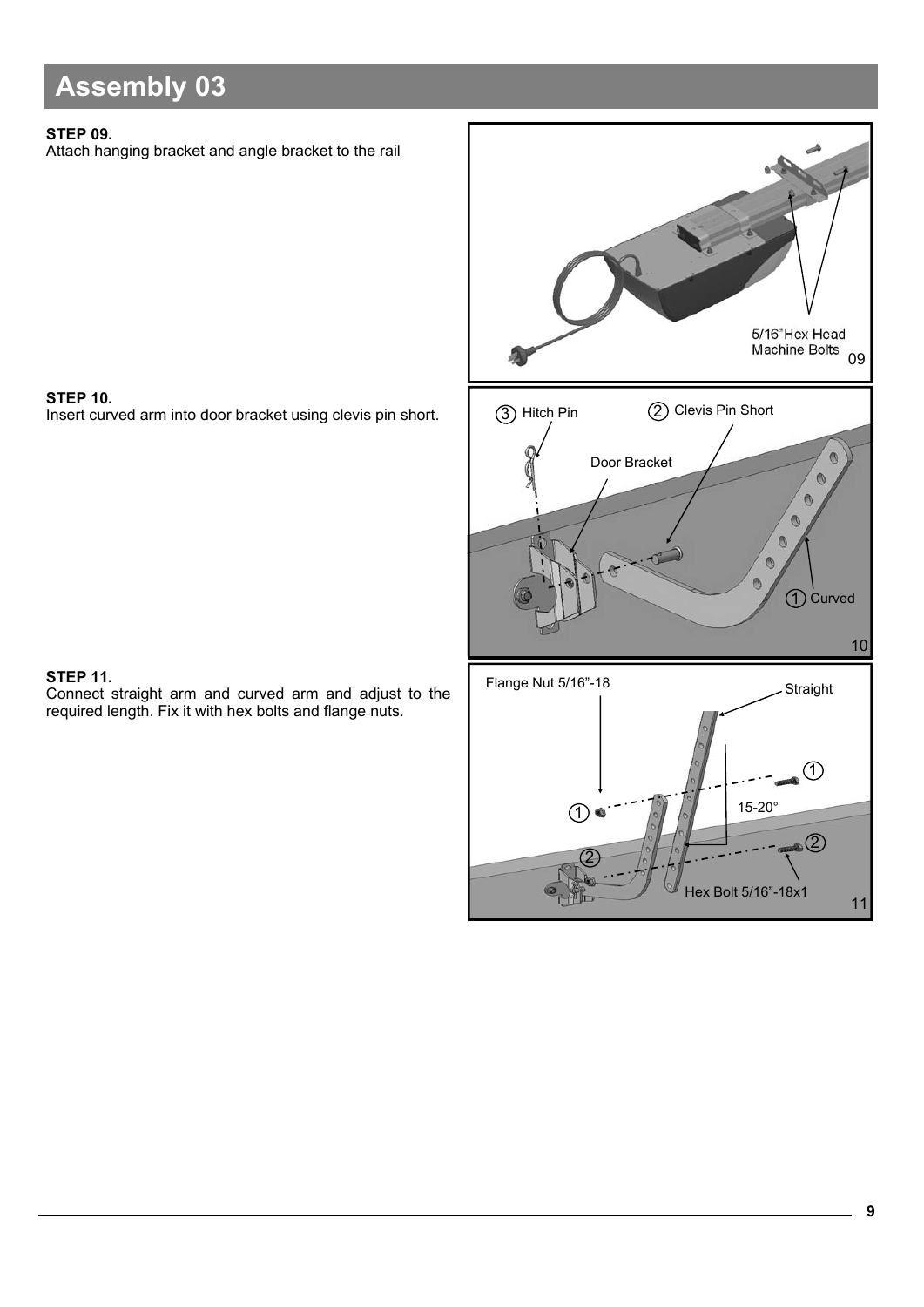# Assembly 03

**STEP 09.**
Attach hanging bracket and angle bracket to the rail

5/16" Hex Head Machine Bolts

09

**STEP 10.**
Insert curved arm into door bracket using clevis pin short.

③ Hitch Pin

② Clevis Pin Short

Door Bracket

① Curved

10

**STEP 11.**
Connect straight arm and curved arm and adjust to the required length. Fix it with hex bolts and flange nuts.

Flange Nut 5/16"-18

Straight

15-20°

Hex Bolt 5/16"-18x1

11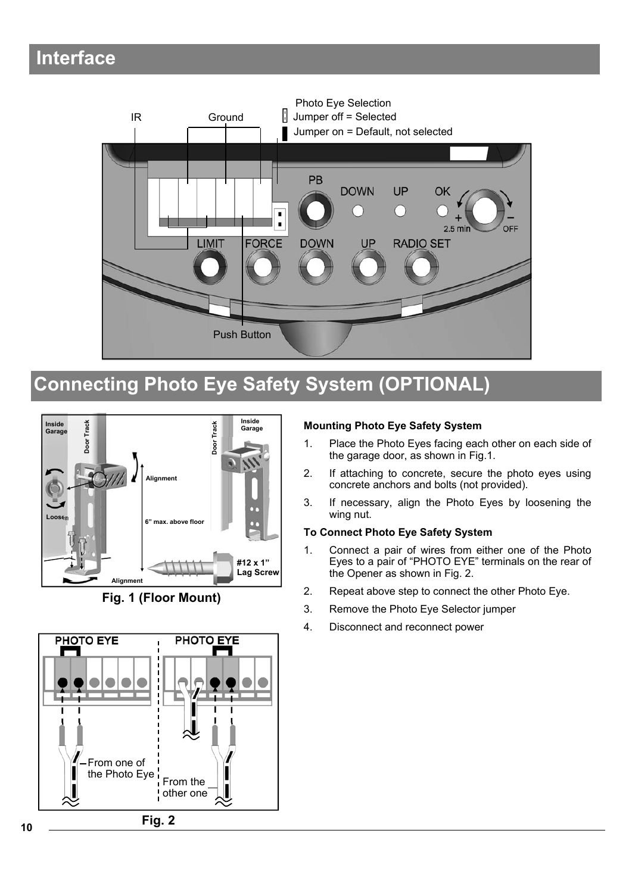# Interface

IR

Ground

Photo Eye Selection

Jumper off = Selected

Jumper on = Default, not selected

PB DOWN UP OK

+ 2.5 min – OFF

LIMIT FORCE DOWN UP RADIO SET

Push Button

# Connecting Photo Eye Safety System (OPTIONAL)

Inside Garage

Door Track

Alignment

Loosen

6" max. above floor

#12 x 1" Lag Screw

Fig. 1 (Floor Mount)

PHOTO EYE

From one of the Photo Eye

From the other one

Fig. 2

**Mounting Photo Eye Safety System**

1. Place the Photo Eyes facing each other on each side of the garage door, as shown in Fig.1.
2. If attaching to concrete, secure the photo eyes using concrete anchors and bolts (not provided).
3. If necessary, align the Photo Eyes by loosening the wing nut.

**To Connect Photo Eye Safety System**

1. Connect a pair of wires from either one of the Photo Eyes to a pair of "PHOTO EYE" terminals on the rear of the Opener as shown in Fig. 2.
2. Repeat above step to connect the other Photo Eye.
3. Remove the Photo Eye Selector jumper
4. Disconnect and reconnect power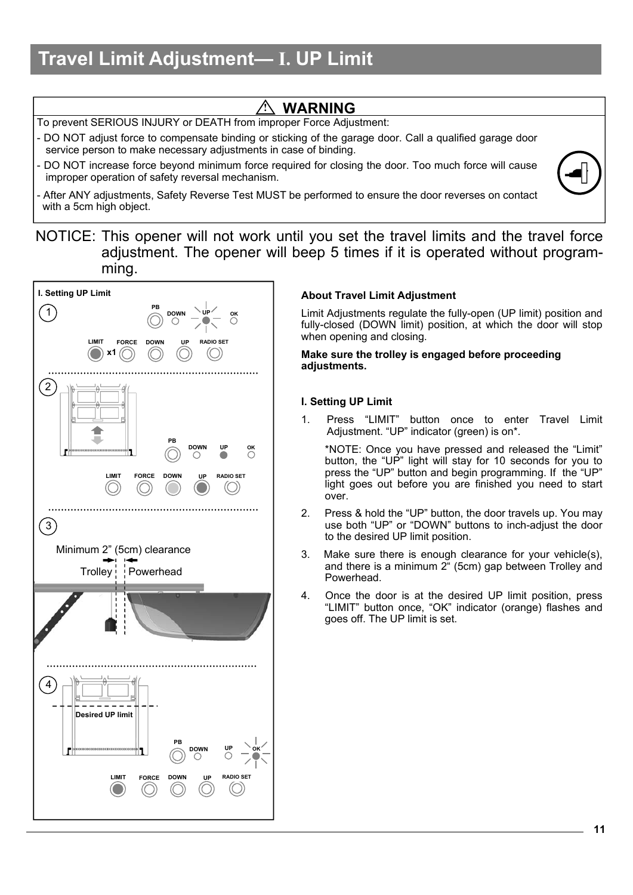# Travel Limit Adjustment— I. UP Limit

**⚠ WARNING**

To prevent SERIOUS INJURY or DEATH from improper Force Adjustment:

- DO NOT adjust force to compensate binding or sticking of the garage door. Call a qualified garage door service person to make necessary adjustments in case of binding.
- DO NOT increase force beyond minimum force required for closing the door. Too much force will cause improper operation of safety reversal mechanism.
- After ANY adjustments, Safety Reverse Test MUST be performed to ensure the door reverses on contact with a 5cm high object.

NOTICE: This opener will not work until you set the travel limits and the travel force adjustment. The opener will beep 5 times if it is operated without programming.

**I. Setting UP Limit**

1 — PB, DOWN, UP, OK — LIMIT x1, FORCE, DOWN, UP, RADIO SET

2 — PB, DOWN, UP, OK — LIMIT, FORCE, DOWN, UP, RADIO SET

3 — Minimum 2” (5cm) clearance — Trolley — Powerhead

4 — Desired UP limit — PB, DOWN, UP, OK — LIMIT, FORCE, DOWN, UP, RADIO SET

**About Travel Limit Adjustment**

Limit Adjustments regulate the fully-open (UP limit) position and fully-closed (DOWN limit) position, at which the door will stop when opening and closing.

**Make sure the trolley is engaged before proceeding adjustments.**

**I. Setting UP Limit**

1. Press “LIMIT” button once to enter Travel Limit Adjustment. “UP” indicator (green) is on*.

   *NOTE: Once you have pressed and released the “Limit” button, the “UP” light will stay for 10 seconds for you to press the “UP” button and begin programming. If the “UP” light goes out before you are finished you need to start over.

2. Press & hold the “UP” button, the door travels up. You may use both “UP” or “DOWN” buttons to inch-adjust the door to the desired UP limit position.
3. Make sure there is enough clearance for your vehicle(s), and there is a minimum 2“ (5cm) gap between Trolley and Powerhead.
4. Once the door is at the desired UP limit position, press “LIMIT” button once, “OK” indicator (orange) flashes and goes off. The UP limit is set.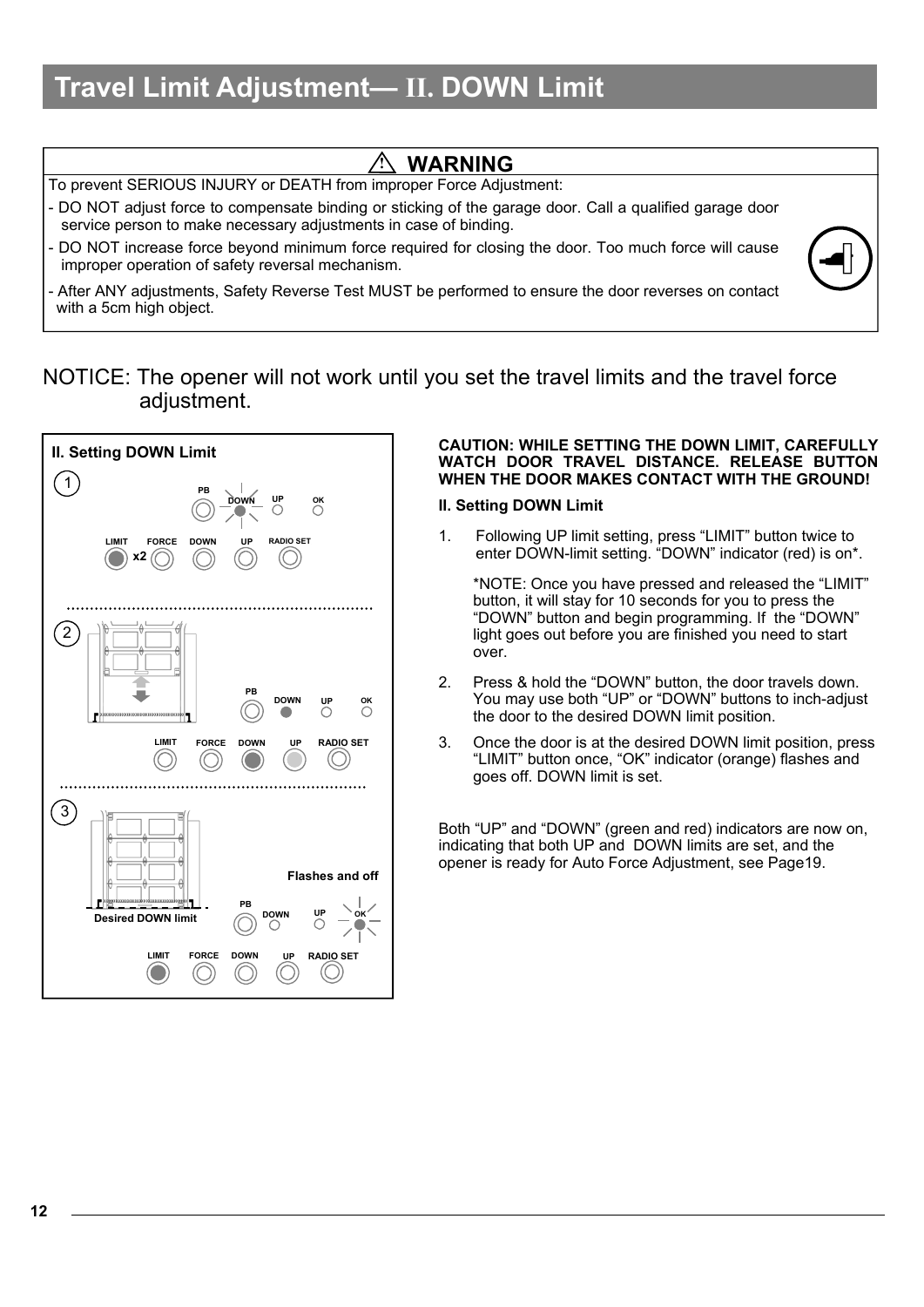# Travel Limit Adjustment— II. DOWN Limit

## ⚠ WARNING

To prevent SERIOUS INJURY or DEATH from improper Force Adjustment:

- DO NOT adjust force to compensate binding or sticking of the garage door. Call a qualified garage door service person to make necessary adjustments in case of binding.
- DO NOT increase force beyond minimum force required for closing the door. Too much force will cause improper operation of safety reversal mechanism.
- After ANY adjustments, Safety Reverse Test MUST be performed to ensure the door reverses on contact with a 5cm high object.

NOTICE: The opener will not work until you set the travel limits and the travel force adjustment.

**II. Setting DOWN Limit**

1. PB DOWN UP OK — LIMIT x2 FORCE DOWN UP RADIO SET

2. PB DOWN UP OK — LIMIT FORCE DOWN UP RADIO SET

3. Desired DOWN limit — Flashes and off — PB DOWN UP OK — LIMIT FORCE DOWN UP RADIO SET

**CAUTION: WHILE SETTING THE DOWN LIMIT, CAREFULLY WATCH DOOR TRAVEL DISTANCE. RELEASE BUTTON WHEN THE DOOR MAKES CONTACT WITH THE GROUND!**

**II. Setting DOWN Limit**

1. Following UP limit setting, press “LIMIT” button twice to enter DOWN-limit setting. “DOWN” indicator (red) is on*.

   *NOTE: Once you have pressed and released the “LIMIT” button, it will stay for 10 seconds for you to press the “DOWN” button and begin programming. If the “DOWN” light goes out before you are finished you need to start over.

2. Press & hold the “DOWN” button, the door travels down. You may use both “UP” or “DOWN” buttons to inch-adjust the door to the desired DOWN limit position.

3. Once the door is at the desired DOWN limit position, press “LIMIT” button once, “OK” indicator (orange) flashes and goes off. DOWN limit is set.

Both “UP” and “DOWN” (green and red) indicators are now on, indicating that both UP and DOWN limits are set, and the opener is ready for Auto Force Adjustment, see Page19.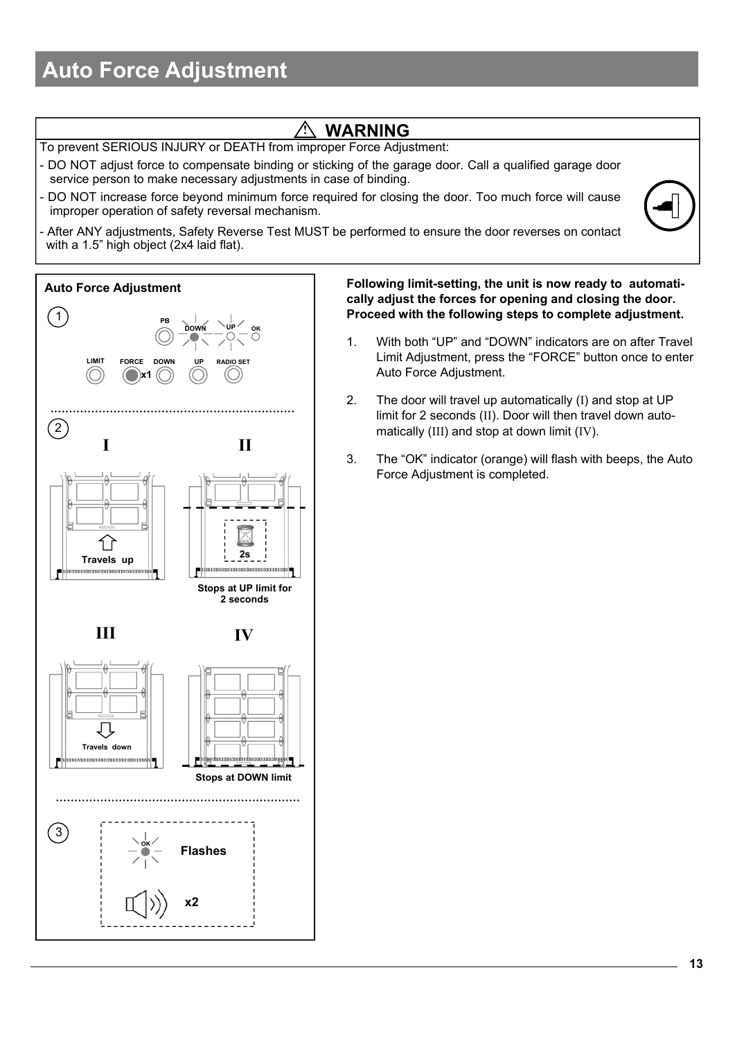# Auto Force Adjustment

## ⚠ WARNING

To prevent SERIOUS INJURY or DEATH from improper Force Adjustment:

- DO NOT adjust force to compensate binding or sticking of the garage door. Call a qualified garage door service person to make necessary adjustments in case of binding.
- DO NOT increase force beyond minimum force required for closing the door. Too much force will cause improper operation of safety reversal mechanism.
- After ANY adjustments, Safety Reverse Test MUST be performed to ensure the door reverses on contact with a 1.5” high object (2x4 laid flat).

**Auto Force Adjustment**

1. PB DOWN UP OK
   LIMIT FORCE DOWN UP RADIO SET
   x1

2. I — Travels up
   II — 2s — Stops at UP limit for 2 seconds
   III — Travels down
   IV — Stops at DOWN limit

3. OK Flashes
   x2

**Following limit-setting, the unit is now ready to automatically adjust the forces for opening and closing the door. Proceed with the following steps to complete adjustment.**

1. With both “UP” and “DOWN” indicators are on after Travel Limit Adjustment, press the “FORCE” button once to enter Auto Force Adjustment.
2. The door will travel up automatically (I) and stop at UP limit for 2 seconds (II). Door will then travel down automatically (III) and stop at down limit (IV).
3. The “OK” indicator (orange) will flash with beeps, the Auto Force Adjustment is completed.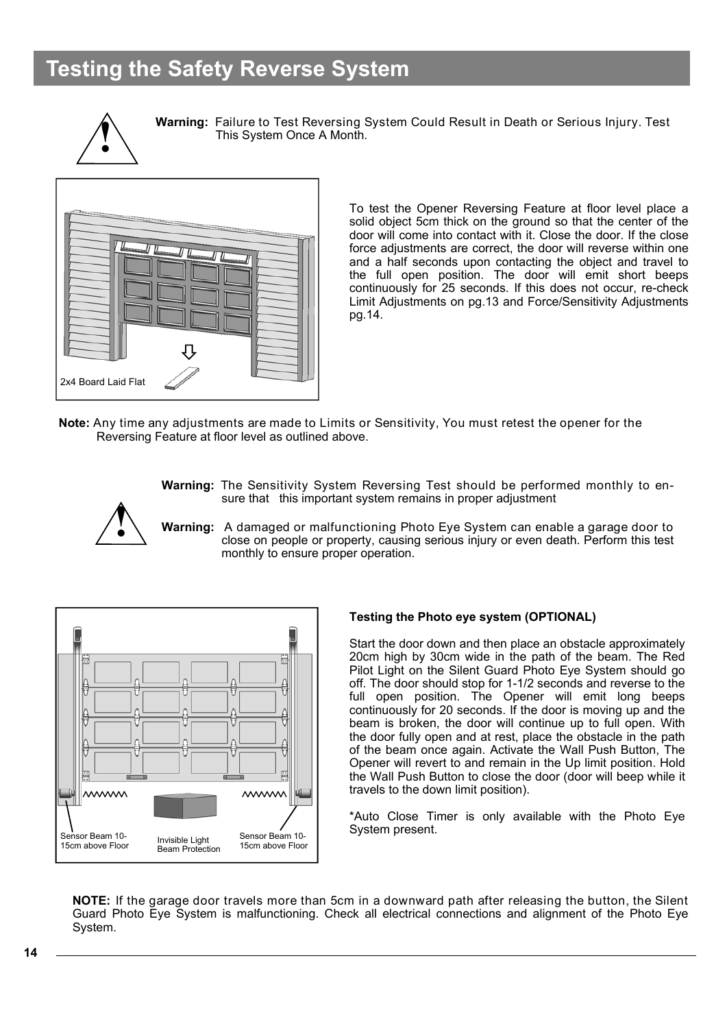# Testing the Safety Reverse System

**Warning:** Failure to Test Reversing System Could Result in Death or Serious Injury. Test This System Once A Month.

2x4 Board Laid Flat

To test the Opener Reversing Feature at floor level place a solid object 5cm thick on the ground so that the center of the door will come into contact with it. Close the door. If the close force adjustments are correct, the door will reverse within one and a half seconds upon contacting the object and travel to the full open position. The door will emit short beeps continuously for 25 seconds. If this does not occur, re-check Limit Adjustments on pg.13 and Force/Sensitivity Adjustments pg.14.

**Note:** Any time any adjustments are made to Limits or Sensitivity, You must retest the opener for the Reversing Feature at floor level as outlined above.

**Warning:** The Sensitivity System Reversing Test should be performed monthly to ensure that this important system remains in proper adjustment

**Warning:** A damaged or malfunctioning Photo Eye System can enable a garage door to close on people or property, causing serious injury or even death. Perform this test monthly to ensure proper operation.

Sensor Beam 10-15cm above Floor

Invisible Light Beam Protection

Sensor Beam 10-15cm above Floor

**Testing the Photo eye system (OPTIONAL)**

Start the door down and then place an obstacle approximately 20cm high by 30cm wide in the path of the beam. The Red Pilot Light on the Silent Guard Photo Eye System should go off. The door should stop for 1-1/2 seconds and reverse to the full open position. The Opener will emit long beeps continuously for 20 seconds. If the door is moving up and the beam is broken, the door will continue up to full open. With the door fully open and at rest, place the obstacle in the path of the beam once again. Activate the Wall Push Button, The Opener will revert to and remain in the Up limit position. Hold the Wall Push Button to close the door (door will beep while it travels to the down limit position).

*Auto Close Timer is only available with the Photo Eye System present.

**NOTE:** If the garage door travels more than 5cm in a downward path after releasing the button, the Silent Guard Photo Eye System is malfunctioning. Check all electrical connections and alignment of the Photo Eye System.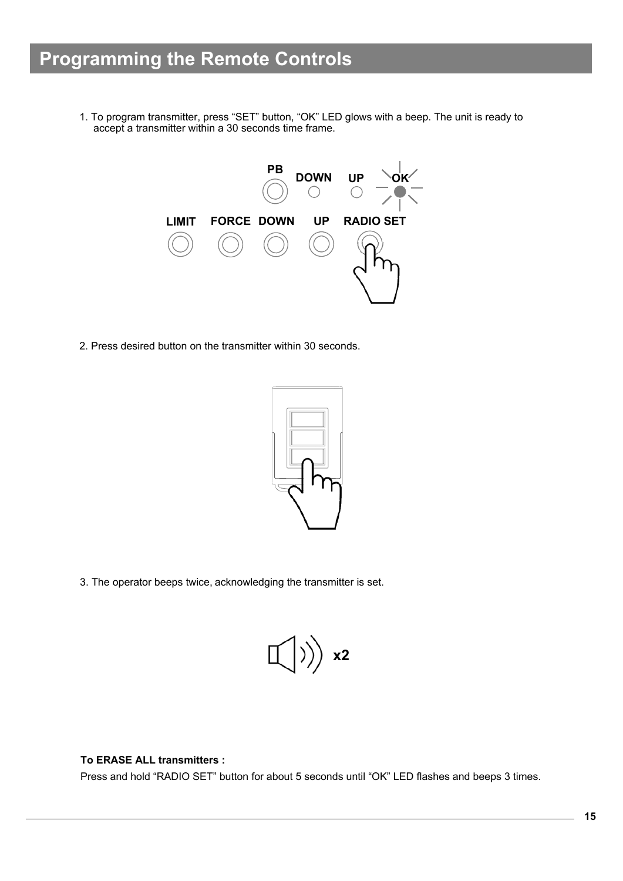# Programming the Remote Controls

1. To program transmitter, press “SET” button, “OK” LED glows with a beep. The unit is ready to accept a transmitter within a 30 seconds time frame.

PB DOWN UP OK

LIMIT FORCE DOWN UP RADIO SET

2. Press desired button on the transmitter within 30 seconds.

3. The operator beeps twice, acknowledging the transmitter is set.

x2

**To ERASE ALL transmitters :**

Press and hold “RADIO SET” button for about 5 seconds until “OK” LED flashes and beeps 3 times.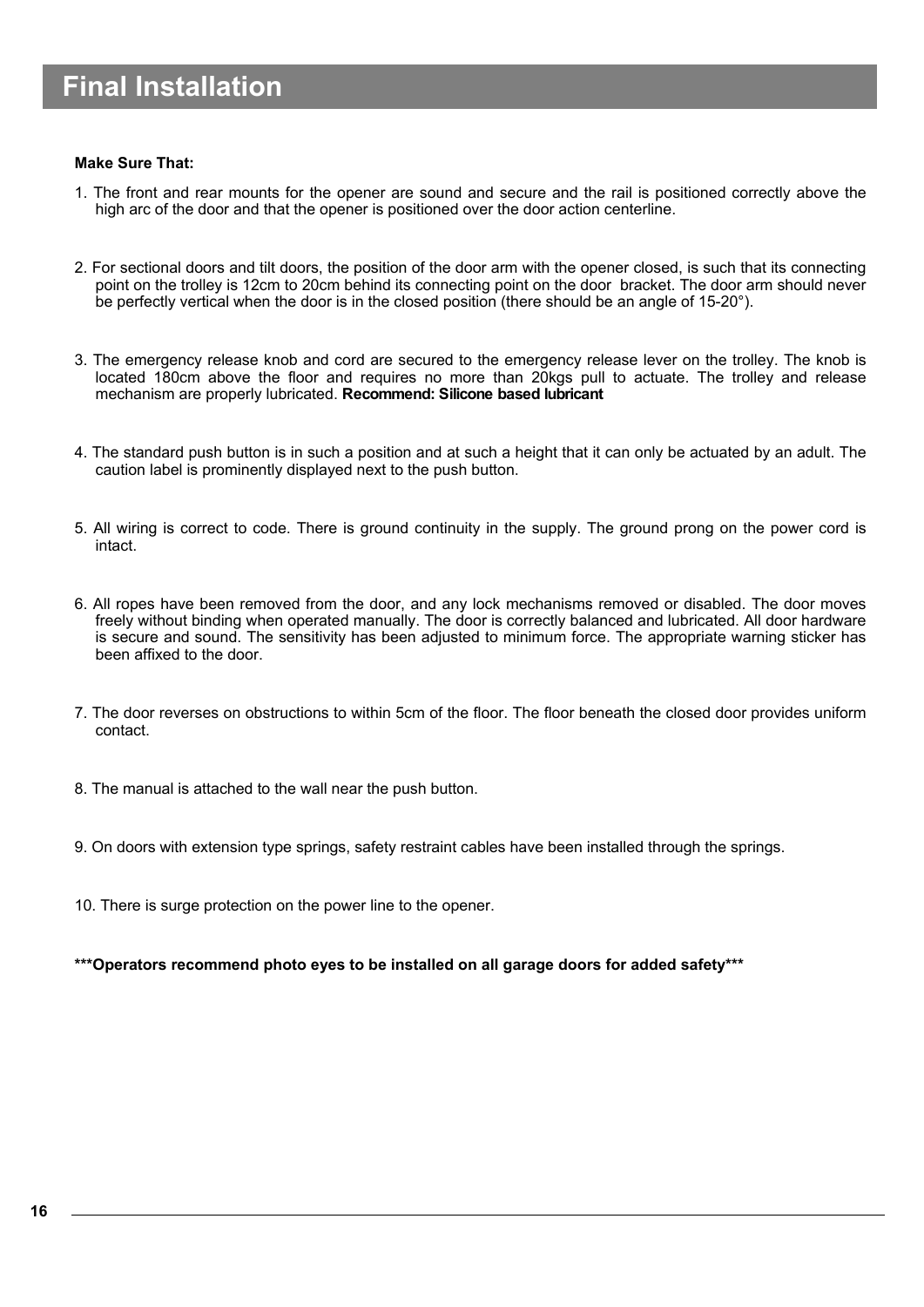# Final Installation

**Make Sure That:**

1. The front and rear mounts for the opener are sound and secure and the rail is positioned correctly above the high arc of the door and that the opener is positioned over the door action centerline.

2. For sectional doors and tilt doors, the position of the door arm with the opener closed, is such that its connecting point on the trolley is 12cm to 20cm behind its connecting point on the door bracket. The door arm should never be perfectly vertical when the door is in the closed position (there should be an angle of 15-20°).

3. The emergency release knob and cord are secured to the emergency release lever on the trolley. The knob is located 180cm above the floor and requires no more than 20kgs pull to actuate. The trolley and release mechanism are properly lubricated. **Recommend: Silicone based lubricant**

4. The standard push button is in such a position and at such a height that it can only be actuated by an adult. The caution label is prominently displayed next to the push button.

5. All wiring is correct to code. There is ground continuity in the supply. The ground prong on the power cord is intact.

6. All ropes have been removed from the door, and any lock mechanisms removed or disabled. The door moves freely without binding when operated manually. The door is correctly balanced and lubricated. All door hardware is secure and sound. The sensitivity has been adjusted to minimum force. The appropriate warning sticker has been affixed to the door.

7. The door reverses on obstructions to within 5cm of the floor. The floor beneath the closed door provides uniform contact.

8. The manual is attached to the wall near the push button.

9. On doors with extension type springs, safety restraint cables have been installed through the springs.

10. There is surge protection on the power line to the opener.

**\*\*\*Operators recommend photo eyes to be installed on all garage doors for added safety\*\*\***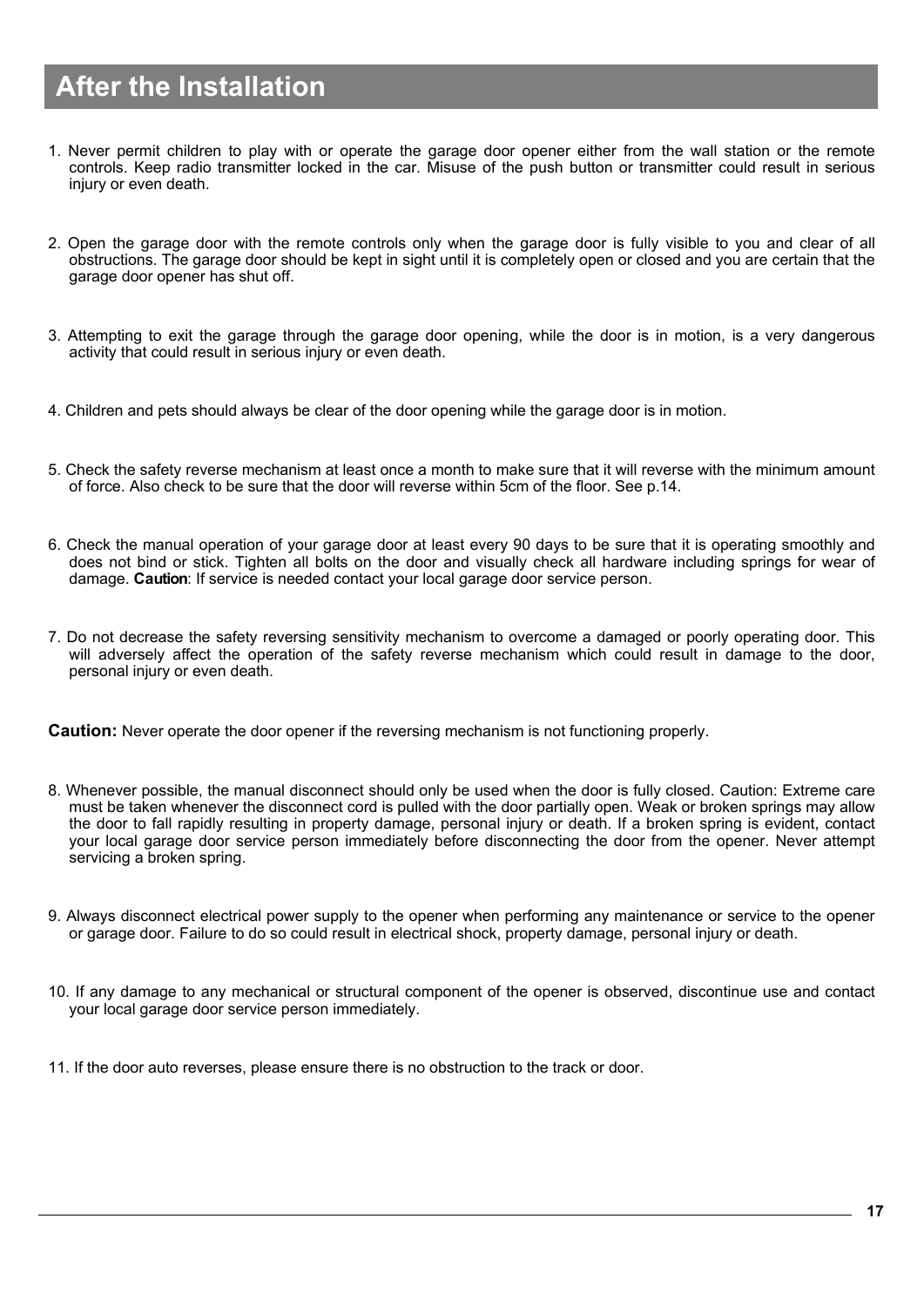# After the Installation

1. Never permit children to play with or operate the garage door opener either from the wall station or the remote controls. Keep radio transmitter locked in the car. Misuse of the push button or transmitter could result in serious injury or even death.

2. Open the garage door with the remote controls only when the garage door is fully visible to you and clear of all obstructions. The garage door should be kept in sight until it is completely open or closed and you are certain that the garage door opener has shut off.

3. Attempting to exit the garage through the garage door opening, while the door is in motion, is a very dangerous activity that could result in serious injury or even death.

4. Children and pets should always be clear of the door opening while the garage door is in motion.

5. Check the safety reverse mechanism at least once a month to make sure that it will reverse with the minimum amount of force. Also check to be sure that the door will reverse within 5cm of the floor. See p.14.

6. Check the manual operation of your garage door at least every 90 days to be sure that it is operating smoothly and does not bind or stick. Tighten all bolts on the door and visually check all hardware including springs for wear of damage. **Caution**: If service is needed contact your local garage door service person.

7. Do not decrease the safety reversing sensitivity mechanism to overcome a damaged or poorly operating door. This will adversely affect the operation of the safety reverse mechanism which could result in damage to the door, personal injury or even death.

**Caution:** Never operate the door opener if the reversing mechanism is not functioning properly.

8. Whenever possible, the manual disconnect should only be used when the door is fully closed. Caution: Extreme care must be taken whenever the disconnect cord is pulled with the door partially open. Weak or broken springs may allow the door to fall rapidly resulting in property damage, personal injury or death. If a broken spring is evident, contact your local garage door service person immediately before disconnecting the door from the opener. Never attempt servicing a broken spring.

9. Always disconnect electrical power supply to the opener when performing any maintenance or service to the opener or garage door. Failure to do so could result in electrical shock, property damage, personal injury or death.

10. If any damage to any mechanical or structural component of the opener is observed, discontinue use and contact your local garage door service person immediately.

11. If the door auto reverses, please ensure there is no obstruction to the track or door.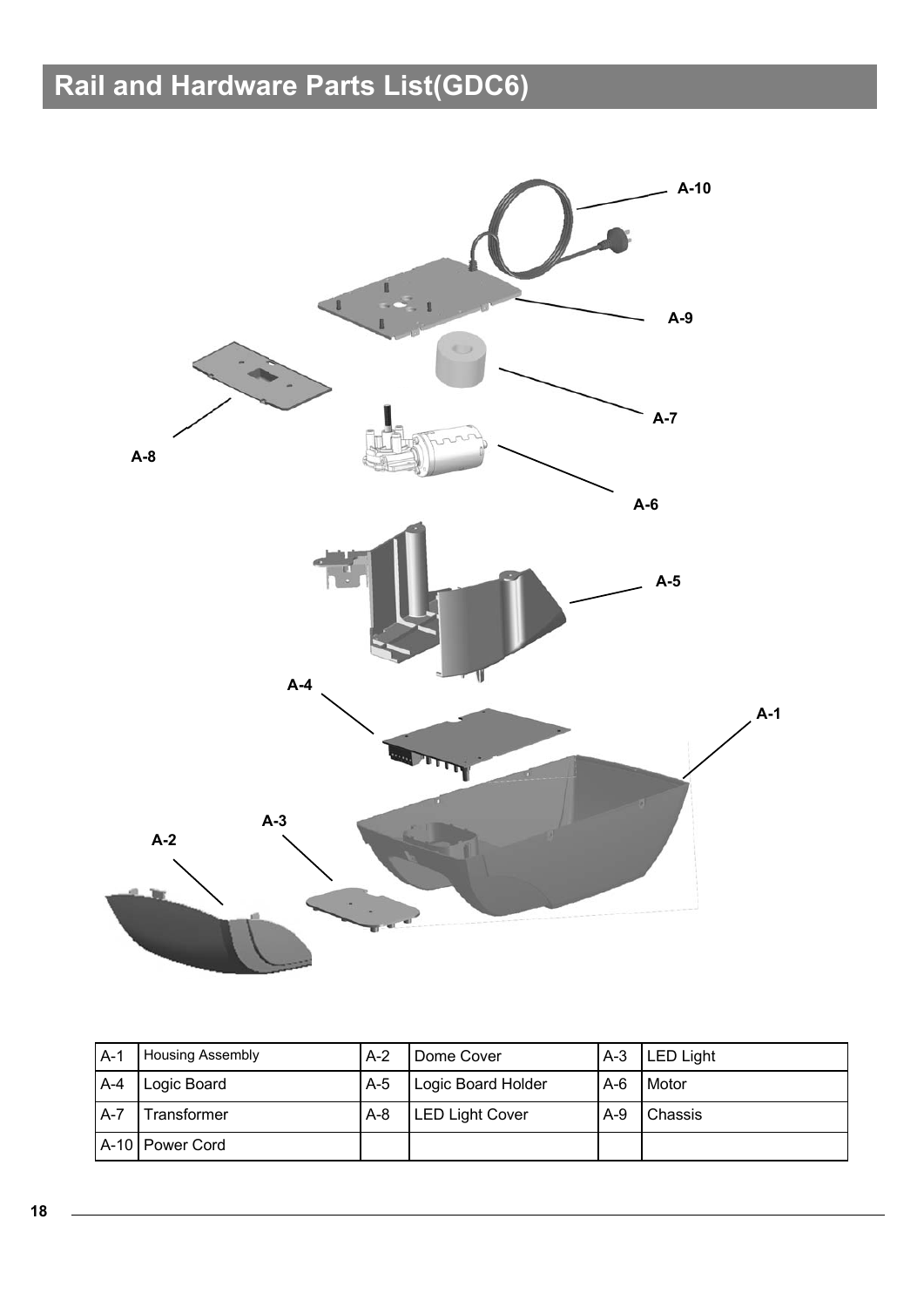# Rail and Hardware Parts List(GDC6)

| | | | | | |
|---|---|---|---|---|---|
| A-1 | Housing Assembly | A-2 | Dome Cover | A-3 | LED Light |
| A-4 | Logic Board | A-5 | Logic Board Holder | A-6 | Motor |
| A-7 | Transformer | A-8 | LED Light Cover | A-9 | Chassis |
| A-10 | Power Cord | | | | |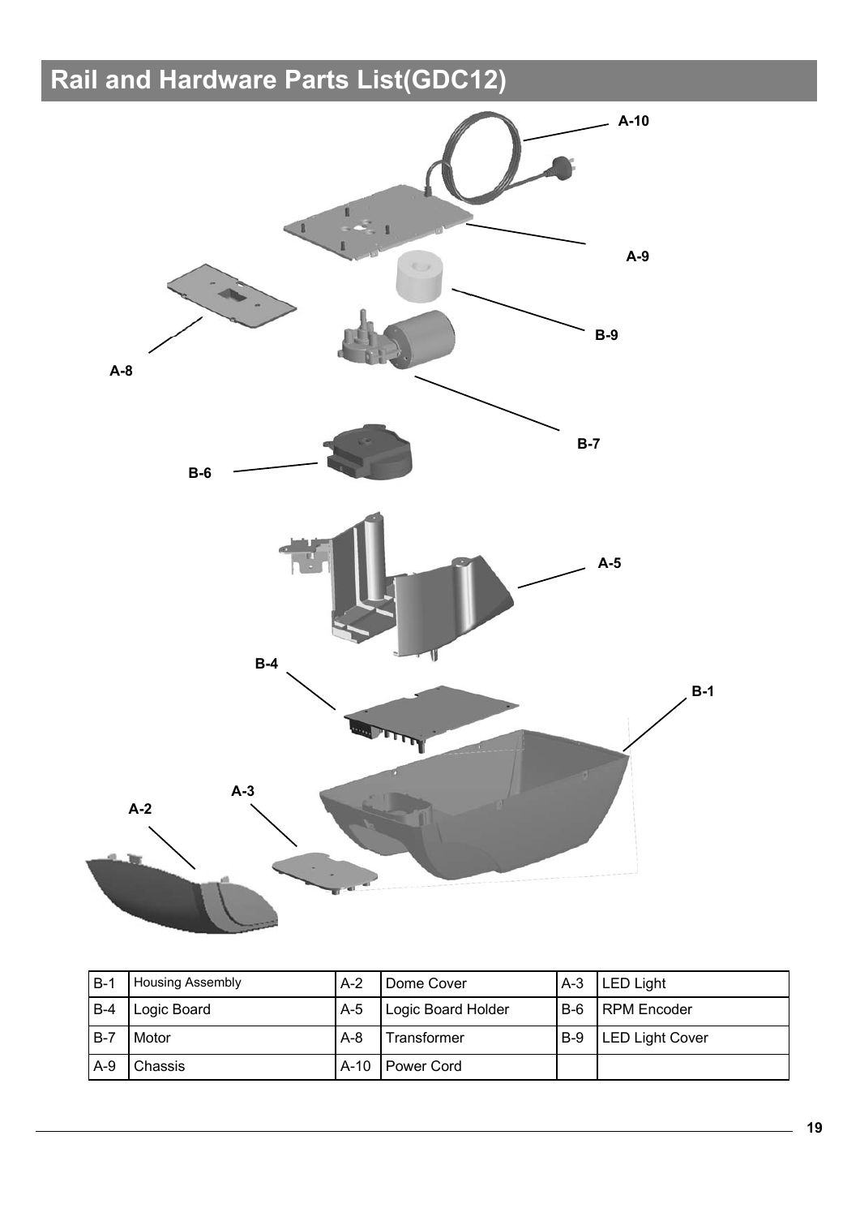# Rail and Hardware Parts List(GDC12)

| B-1 | Housing Assembly | A-2 | Dome Cover | A-3 | LED Light |
|---|---|---|---|---|---|
| B-4 | Logic Board | A-5 | Logic Board Holder | B-6 | RPM Encoder |
| B-7 | Motor | A-8 | Transformer | B-9 | LED Light Cover |
| A-9 | Chassis | A-10 | Power Cord | | |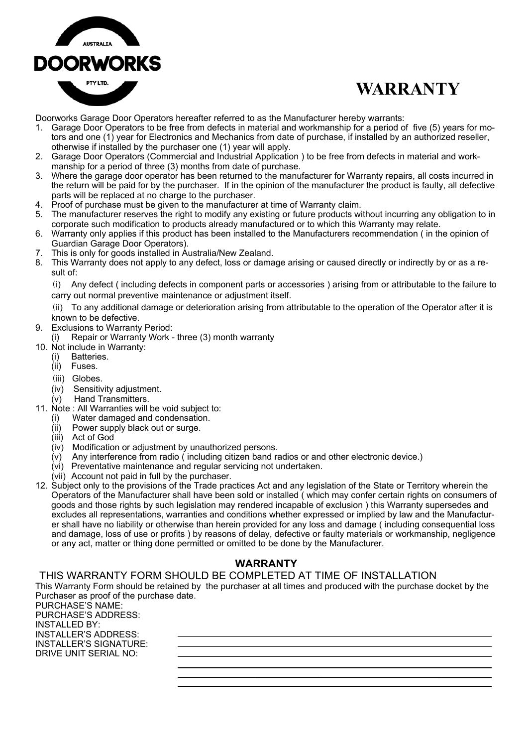AUSTRALIA

DOORWORKS

PTY LTD.

# WARRANTY

Doorworks Garage Door Operators hereafter referred to as the Manufacturer hereby warrants:

1. Garage Door Operators to be free from defects in material and workmanship for a period of five (5) years for motors and one (1) year for Electronics and Mechanics from date of purchase, if installed by an authorized reseller, otherwise if installed by the purchaser one (1) year will apply.
2. Garage Door Operators (Commercial and Industrial Application ) to be free from defects in material and workmanship for a period of three (3) months from date of purchase.
3. Where the garage door operator has been returned to the manufacturer for Warranty repairs, all costs incurred in the return will be paid for by the purchaser. If in the opinion of the manufacturer the product is faulty, all defective parts will be replaced at no charge to the purchaser.
4. Proof of purchase must be given to the manufacturer at time of Warranty claim.
5. The manufacturer reserves the right to modify any existing or future products without incurring any obligation to in corporate such modification to products already manufactured or to which this Warranty may relate.
6. Warranty only applies if this product has been installed to the Manufacturers recommendation ( in the opinion of Guardian Garage Door Operators).
7. This is only for goods installed in Australia/New Zealand.
8. This Warranty does not apply to any defect, loss or damage arising or caused directly or indirectly by or as a result of:

   (i) Any defect ( including defects in component parts or accessories ) arising from or attributable to the failure to carry out normal preventive maintenance or adjustment itself.

   (ii) To any additional damage or deterioration arising from attributable to the operation of the Operator after it is known to be defective.
9. Exclusions to Warranty Period:
   (i) Repair or Warranty Work - three (3) month warranty
10. Not include in Warranty:
    (i) Batteries.
    (ii) Fuses.
    (iii) Globes.
    (iv) Sensitivity adjustment.
    (v) Hand Transmitters.
11. Note : All Warranties will be void subject to:
    (i) Water damaged and condensation.
    (ii) Power supply black out or surge.
    (iii) Act of God
    (iv) Modification or adjustment by unauthorized persons.
    (v) Any interference from radio ( including citizen band radios or and other electronic device.)
    (vi) Preventative maintenance and regular servicing not undertaken.
    (vii) Account not paid in full by the purchaser.
12. Subject only to the provisions of the Trade practices Act and any legislation of the State or Territory wherein the Operators of the Manufacturer shall have been sold or installed ( which may confer certain rights on consumers of goods and those rights by such legislation may rendered incapable of exclusion ) this Warranty supersedes and excludes all representations, warranties and conditions whether expressed or implied by law and the Manufacturer shall have no liability or otherwise than herein provided for any loss and damage ( including consequential loss and damage, loss of use or profits ) by reasons of delay, defective or faulty materials or workmanship, negligence or any act, matter or thing done permitted or omitted to be done by the Manufacturer.

## WARRANTY

THIS WARRANTY FORM SHOULD BE COMPLETED AT TIME OF INSTALLATION

This Warranty Form should be retained by the purchaser at all times and produced with the purchase docket by the Purchaser as proof of the purchase date.

PURCHASE'S NAME: ______________________

PURCHASE'S ADDRESS: ______________________

INSTALLED BY: ______________________

INSTALLER'S ADDRESS: ______________________

INSTALLER'S SIGNATURE: ______________________

DRIVE UNIT SERIAL NO: ______________________